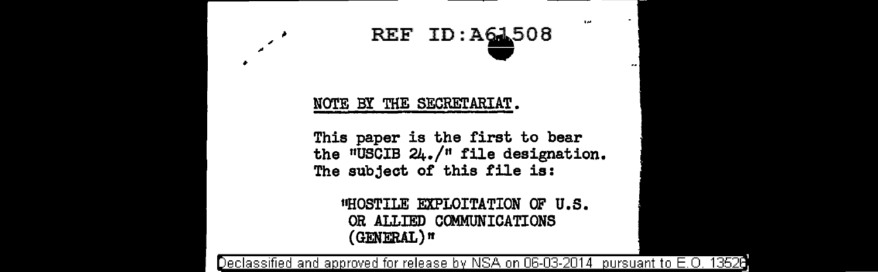REF ID:A61508

NOTE BY THE SECRETARIAT.

This paper is the first to bear the "USCIB 24./" file designation. The subject of this file is:

"HOSTILE EXPLOITATION OF U.S. OR ALLIED COMMUNICATIONS (GENERAL)"

Declassified and approved for release by NSA on 06-03-2014 pursuant to E.O. 13526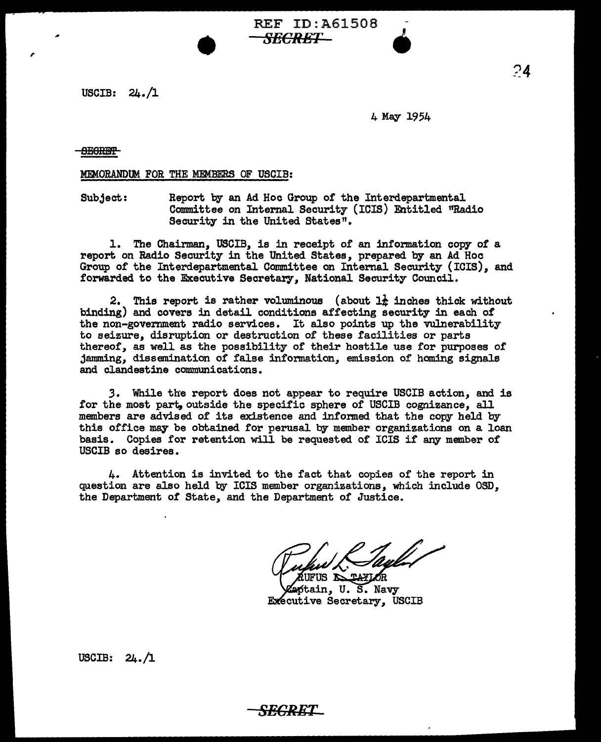REF ID:A61508

SECRET

USCIB: 24./1

4 May 1954

SECRET

MEMORANDUM FOR THE MEMBERS OF USCIB:

Subject: Report by an Ad Hoc Group of the Interdepartmental Committee on Internal Security (ICIS) Entitled "Radio Security in the United States".

1. The Chairman, USCIB, is in receipt of an information copy of a report on Radio Security in the United States, prepared by an Ad Hoc Group of the Interdepartmental Committee on Internal Security (ICIS), and forwarded to the Executive Secretary, National Security Council.

2. This report is rather voluminous (about 1¼ inches thick without binding) and covers in detail conditions affecting security in each of the non-government radio services. It also points up the vulnerability to seizure, disruption or destruction of these facilities or parts thereof, as well as the possibility of their hostile use for purposes of jamming, dissemination of false information, emission of homing signals and clandestine communications.

3. While the report does not appear to require USCIB action, and is for the most part, outside the specific sphere of USCIB cognizance, all members are advised of its existence and informed that the copy held by this office may be obtained for perusal by member organizations on a loan basis. Copies for retention will be requested of ICIS if any member of USCIB so desires.

4. Attention is invited to the fact that copies of the report in question are also held by ICIS member organizations, which include OSD, the Department of State, and the Department of Justice.

RUFUS L. TAYLOR
Captain, U. S. Navy
Executive Secretary, USCIB

USCIB: 24./1

SECRET